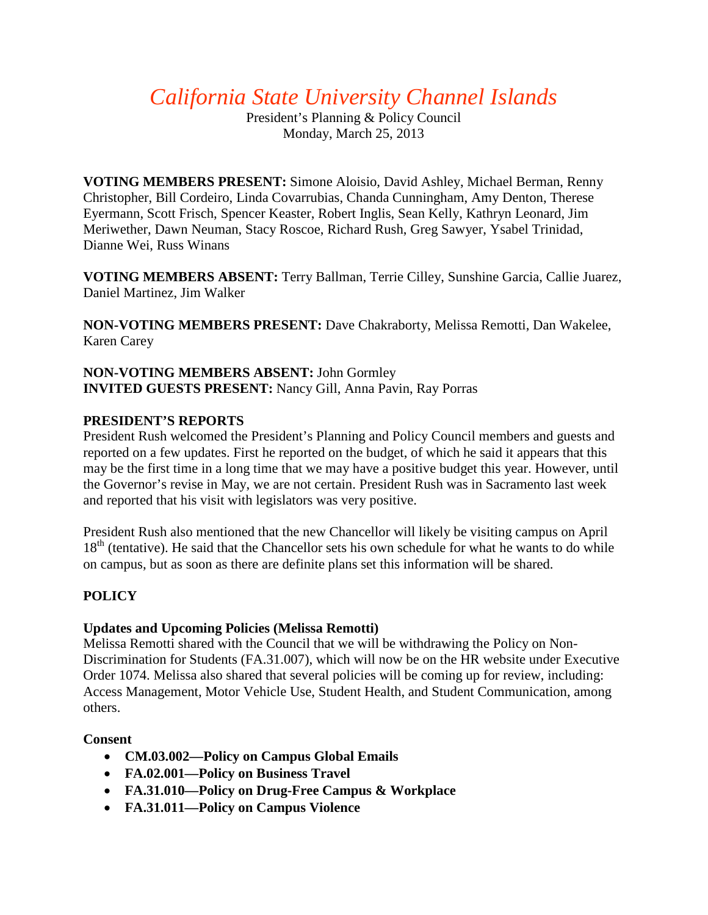# *California State University Channel Islands*

President's Planning & Policy Council
Monday, March 25, 2013

**VOTING MEMBERS PRESENT:** Simone Aloisio, David Ashley, Michael Berman, Renny Christopher, Bill Cordeiro, Linda Covarrubias, Chanda Cunningham, Amy Denton, Therese Eyermann, Scott Frisch, Spencer Keaster, Robert Inglis, Sean Kelly, Kathryn Leonard, Jim Meriwether, Dawn Neuman, Stacy Roscoe, Richard Rush, Greg Sawyer, Ysabel Trinidad, Dianne Wei, Russ Winans

**VOTING MEMBERS ABSENT:** Terry Ballman, Terrie Cilley, Sunshine Garcia, Callie Juarez, Daniel Martinez, Jim Walker

**NON-VOTING MEMBERS PRESENT:** Dave Chakraborty, Melissa Remotti, Dan Wakelee, Karen Carey

**NON-VOTING MEMBERS ABSENT:** John Gormley
**INVITED GUESTS PRESENT:** Nancy Gill, Anna Pavin, Ray Porras

## PRESIDENT'S REPORTS

President Rush welcomed the President's Planning and Policy Council members and guests and reported on a few updates. First he reported on the budget, of which he said it appears that this may be the first time in a long time that we may have a positive budget this year. However, until the Governor's revise in May, we are not certain. President Rush was in Sacramento last week and reported that his visit with legislators was very positive.

President Rush also mentioned that the new Chancellor will likely be visiting campus on April 18th (tentative). He said that the Chancellor sets his own schedule for what he wants to do while on campus, but as soon as there are definite plans set this information will be shared.

## POLICY

### Updates and Upcoming Policies (Melissa Remotti)

Melissa Remotti shared with the Council that we will be withdrawing the Policy on Non-Discrimination for Students (FA.31.007), which will now be on the HR website under Executive Order 1074. Melissa also shared that several policies will be coming up for review, including: Access Management, Motor Vehicle Use, Student Health, and Student Communication, among others.

### Consent

- **CM.03.002—Policy on Campus Global Emails**
- **FA.02.001—Policy on Business Travel**
- **FA.31.010—Policy on Drug-Free Campus & Workplace**
- **FA.31.011—Policy on Campus Violence**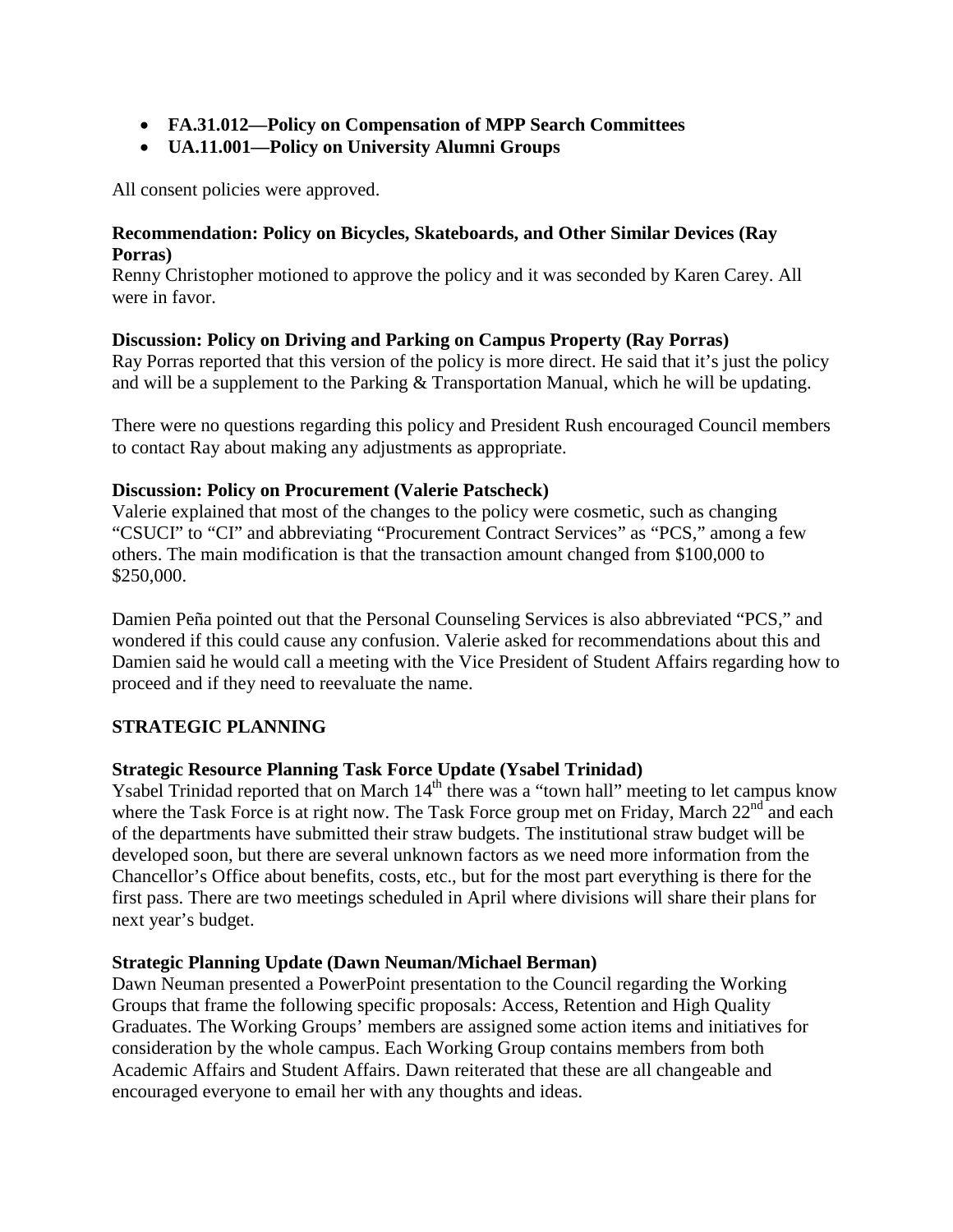- **FA.31.012—Policy on Compensation of MPP Search Committees**
- **UA.11.001—Policy on University Alumni Groups**

All consent policies were approved.

**Recommendation: Policy on Bicycles, Skateboards, and Other Similar Devices (Ray Porras)**
Renny Christopher motioned to approve the policy and it was seconded by Karen Carey. All were in favor.

**Discussion: Policy on Driving and Parking on Campus Property (Ray Porras)**
Ray Porras reported that this version of the policy is more direct. He said that it's just the policy and will be a supplement to the Parking & Transportation Manual, which he will be updating.

There were no questions regarding this policy and President Rush encouraged Council members to contact Ray about making any adjustments as appropriate.

**Discussion: Policy on Procurement (Valerie Patscheck)**
Valerie explained that most of the changes to the policy were cosmetic, such as changing "CSUCI" to "CI" and abbreviating "Procurement Contract Services" as "PCS," among a few others. The main modification is that the transaction amount changed from $100,000 to $250,000.

Damien Peña pointed out that the Personal Counseling Services is also abbreviated "PCS," and wondered if this could cause any confusion. Valerie asked for recommendations about this and Damien said he would call a meeting with the Vice President of Student Affairs regarding how to proceed and if they need to reevaluate the name.

**STRATEGIC PLANNING**

**Strategic Resource Planning Task Force Update (Ysabel Trinidad)**
Ysabel Trinidad reported that on March 14th there was a "town hall" meeting to let campus know where the Task Force is at right now. The Task Force group met on Friday, March 22nd and each of the departments have submitted their straw budgets. The institutional straw budget will be developed soon, but there are several unknown factors as we need more information from the Chancellor's Office about benefits, costs, etc., but for the most part everything is there for the first pass. There are two meetings scheduled in April where divisions will share their plans for next year's budget.

**Strategic Planning Update (Dawn Neuman/Michael Berman)**
Dawn Neuman presented a PowerPoint presentation to the Council regarding the Working Groups that frame the following specific proposals: Access, Retention and High Quality Graduates. The Working Groups' members are assigned some action items and initiatives for consideration by the whole campus. Each Working Group contains members from both Academic Affairs and Student Affairs. Dawn reiterated that these are all changeable and encouraged everyone to email her with any thoughts and ideas.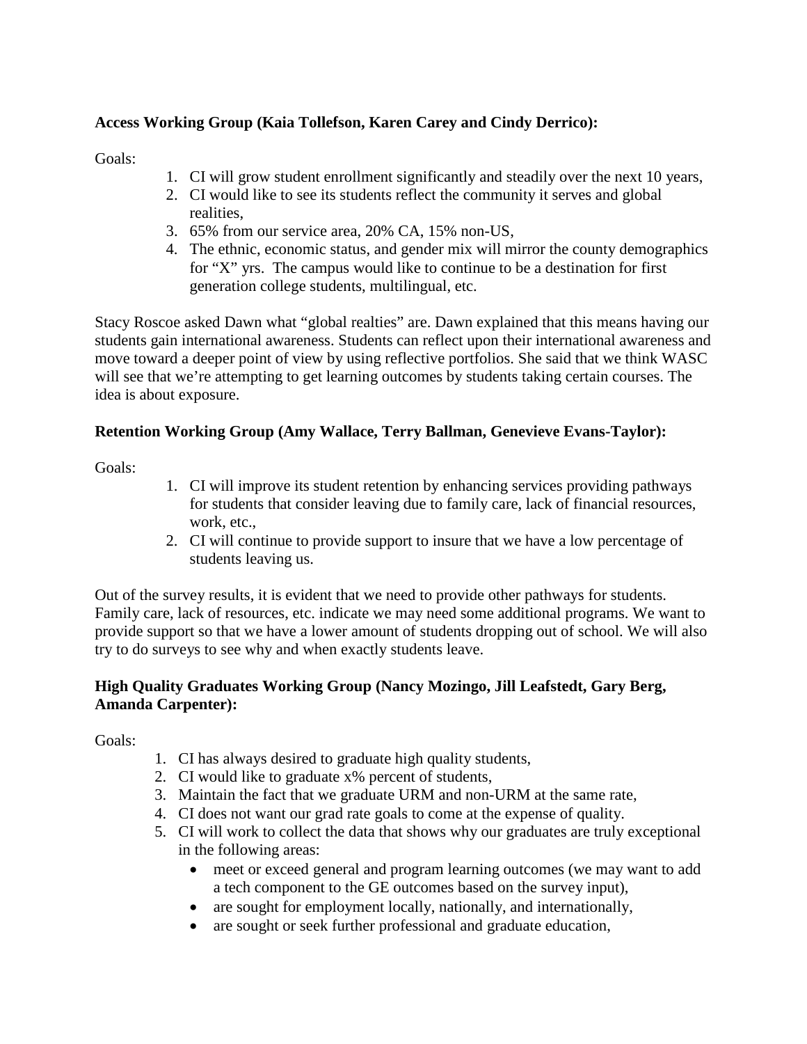**Access Working Group (Kaia Tollefson, Karen Carey and Cindy Derrico):**

Goals:

1. CI will grow student enrollment significantly and steadily over the next 10 years,
2. CI would like to see its students reflect the community it serves and global realities,
3. 65% from our service area, 20% CA, 15% non-US,
4. The ethnic, economic status, and gender mix will mirror the county demographics for "X" yrs. The campus would like to continue to be a destination for first generation college students, multilingual, etc.

Stacy Roscoe asked Dawn what "global realties" are. Dawn explained that this means having our students gain international awareness. Students can reflect upon their international awareness and move toward a deeper point of view by using reflective portfolios. She said that we think WASC will see that we're attempting to get learning outcomes by students taking certain courses. The idea is about exposure.

**Retention Working Group (Amy Wallace, Terry Ballman, Genevieve Evans-Taylor):**

Goals:

1. CI will improve its student retention by enhancing services providing pathways for students that consider leaving due to family care, lack of financial resources, work, etc.,
2. CI will continue to provide support to insure that we have a low percentage of students leaving us.

Out of the survey results, it is evident that we need to provide other pathways for students. Family care, lack of resources, etc. indicate we may need some additional programs. We want to provide support so that we have a lower amount of students dropping out of school. We will also try to do surveys to see why and when exactly students leave.

**High Quality Graduates Working Group (Nancy Mozingo, Jill Leafstedt, Gary Berg, Amanda Carpenter):**

Goals:

1. CI has always desired to graduate high quality students,
2. CI would like to graduate x% percent of students,
3. Maintain the fact that we graduate URM and non-URM at the same rate,
4. CI does not want our grad rate goals to come at the expense of quality.
5. CI will work to collect the data that shows why our graduates are truly exceptional in the following areas:
   - meet or exceed general and program learning outcomes (we may want to add a tech component to the GE outcomes based on the survey input),
   - are sought for employment locally, nationally, and internationally,
   - are sought or seek further professional and graduate education,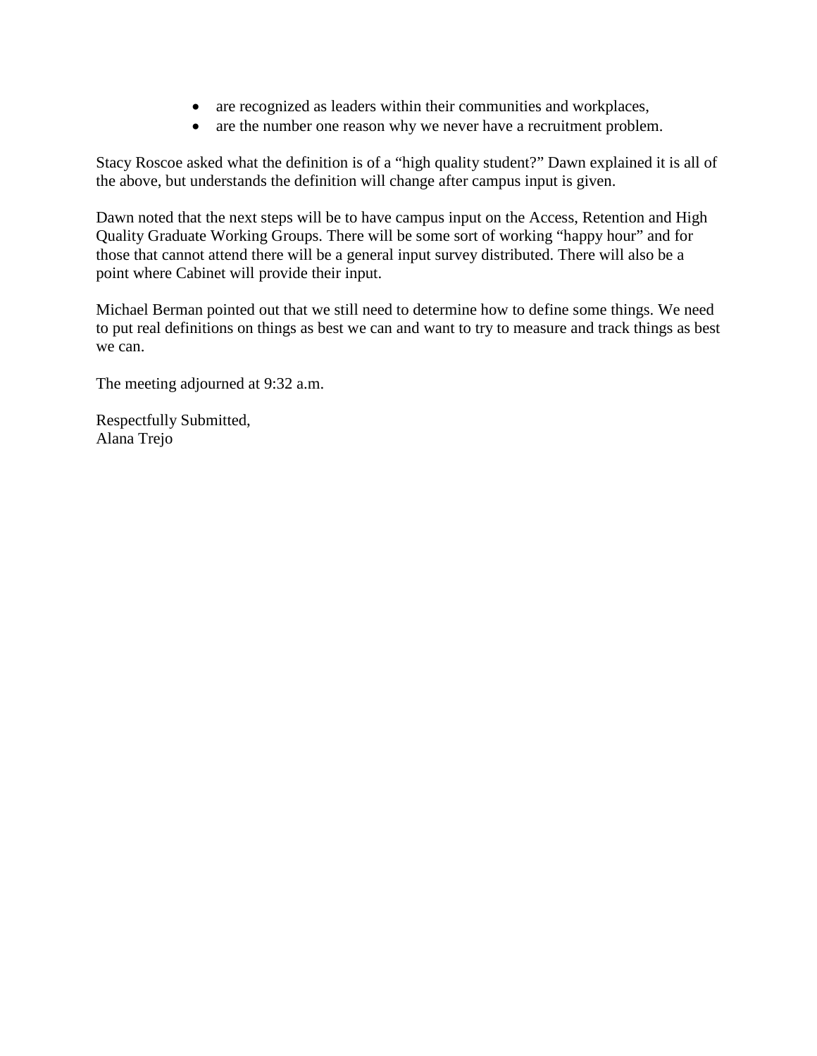- are recognized as leaders within their communities and workplaces,
- are the number one reason why we never have a recruitment problem.

Stacy Roscoe asked what the definition is of a "high quality student?" Dawn explained it is all of the above, but understands the definition will change after campus input is given.

Dawn noted that the next steps will be to have campus input on the Access, Retention and High Quality Graduate Working Groups. There will be some sort of working "happy hour" and for those that cannot attend there will be a general input survey distributed. There will also be a point where Cabinet will provide their input.

Michael Berman pointed out that we still need to determine how to define some things. We need to put real definitions on things as best we can and want to try to measure and track things as best we can.

The meeting adjourned at 9:32 a.m.

Respectfully Submitted,
Alana Trejo